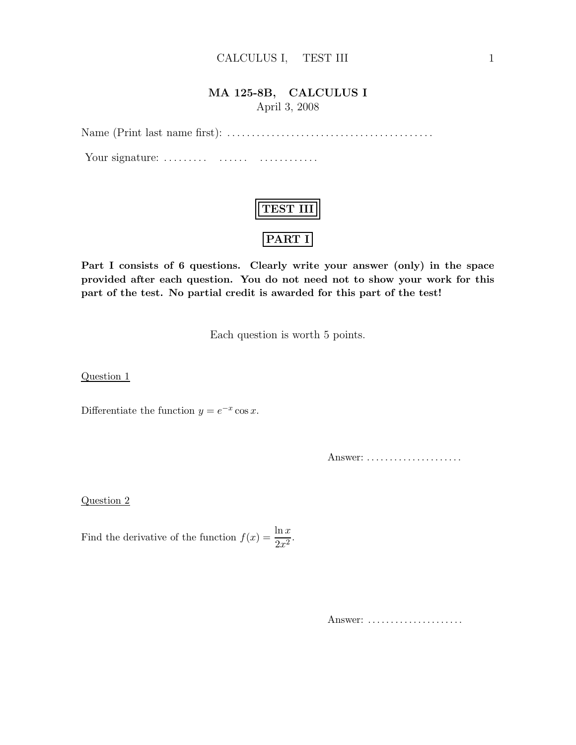# MA 125-8B, CALCULUS I

April 3, 2008

Name (Print last name first): ........................................

Your signature: ......... ...... ............

## TEST III

## PART I

**Part I consists of 6 questions. Clearly write your answer (only) in the space provided after each question. You do not need not to show your work for this part of the test. No partial credit is awarded for this part of the test!**

Each question is worth 5 points.

<u>Question 1</u>

Differentiate the function $y = e^{-x} \cos x$.

Answer: .....................

<u>Question 2</u>

Find the derivative of the function $f(x) = \dfrac{\ln x}{2x^2}$.

Answer: .....................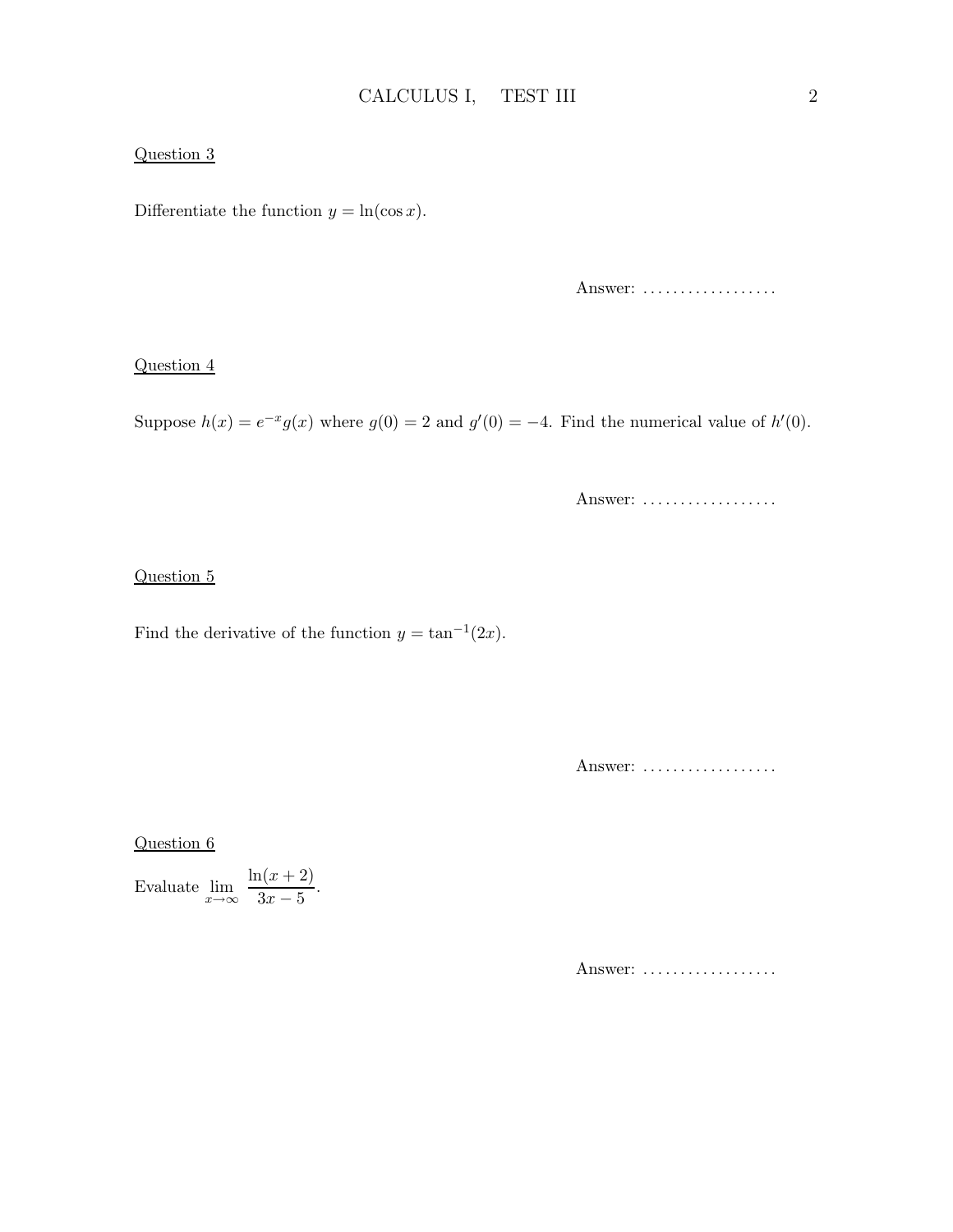Question 3

Differentiate the function $y = \ln(\cos x)$.

Answer: ..................

Question 4

Suppose $h(x) = e^{-x}g(x)$ where $g(0) = 2$ and $g'(0) = -4$. Find the numerical value of $h'(0)$.

Answer: ..................

Question 5

Find the derivative of the function $y = \tan^{-1}(2x)$.

Answer: ..................

Question 6

Evaluate $\displaystyle\lim_{x\to\infty} \frac{\ln(x+2)}{3x-5}$.

Answer: ..................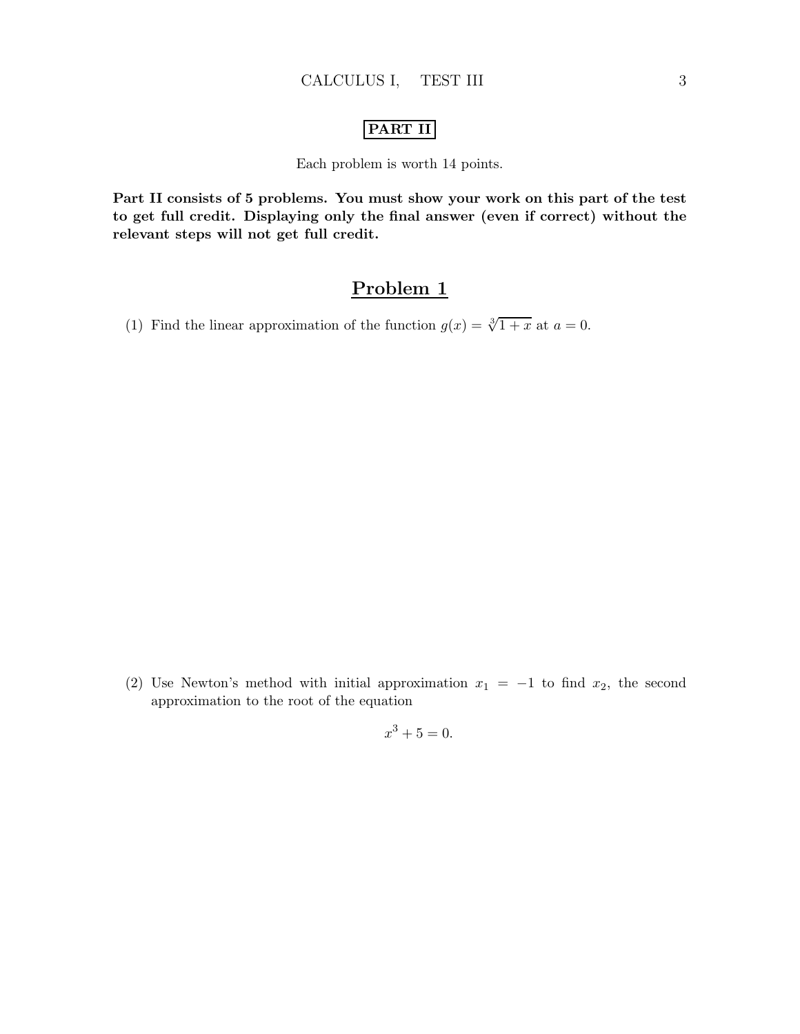## PART II

Each problem is worth 14 points.

**Part II consists of 5 problems. You must show your work on this part of the test to get full credit. Displaying only the final answer (even if correct) without the relevant steps will not get full credit.**

## Problem 1

(1) Find the linear approximation of the function $g(x) = \sqrt[3]{1+x}$ at $a = 0$.

(2) Use Newton's method with initial approximation $x_1 = -1$ to find $x_2$, the second approximation to the root of the equation

$$x^3 + 5 = 0.$$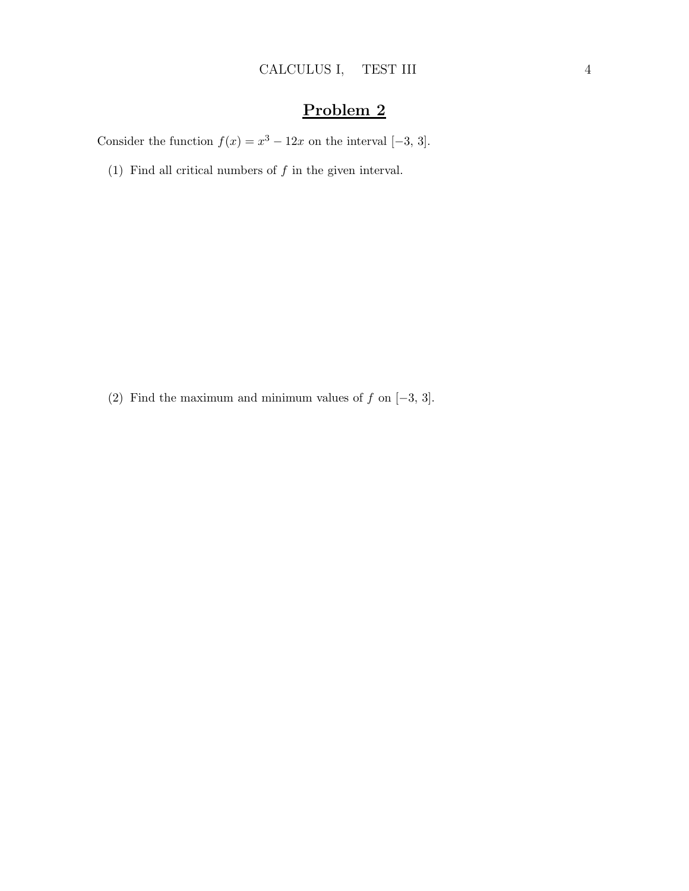## **Problem 2**

Consider the function $f(x) = x^3 - 12x$ on the interval $[-3, 3]$.

(1) Find all critical numbers of $f$ in the given interval.

(2) Find the maximum and minimum values of $f$ on $[-3, 3]$.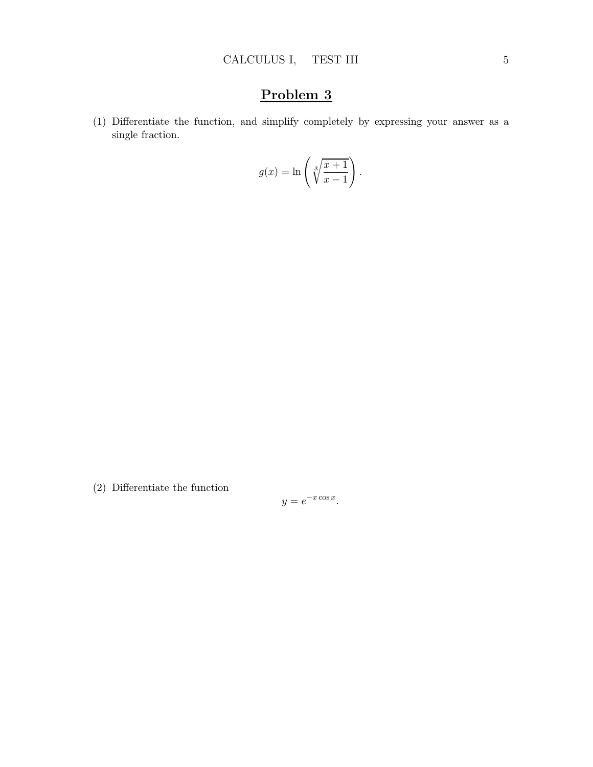# Problem 3

(1) Differentiate the function, and simplify completely by expressing your answer as a single fraction.

$$g(x) = \ln\left(\sqrt[3]{\frac{x+1}{x-1}}\right).$$

(2) Differentiate the function

$$y = e^{-x\cos x}.$$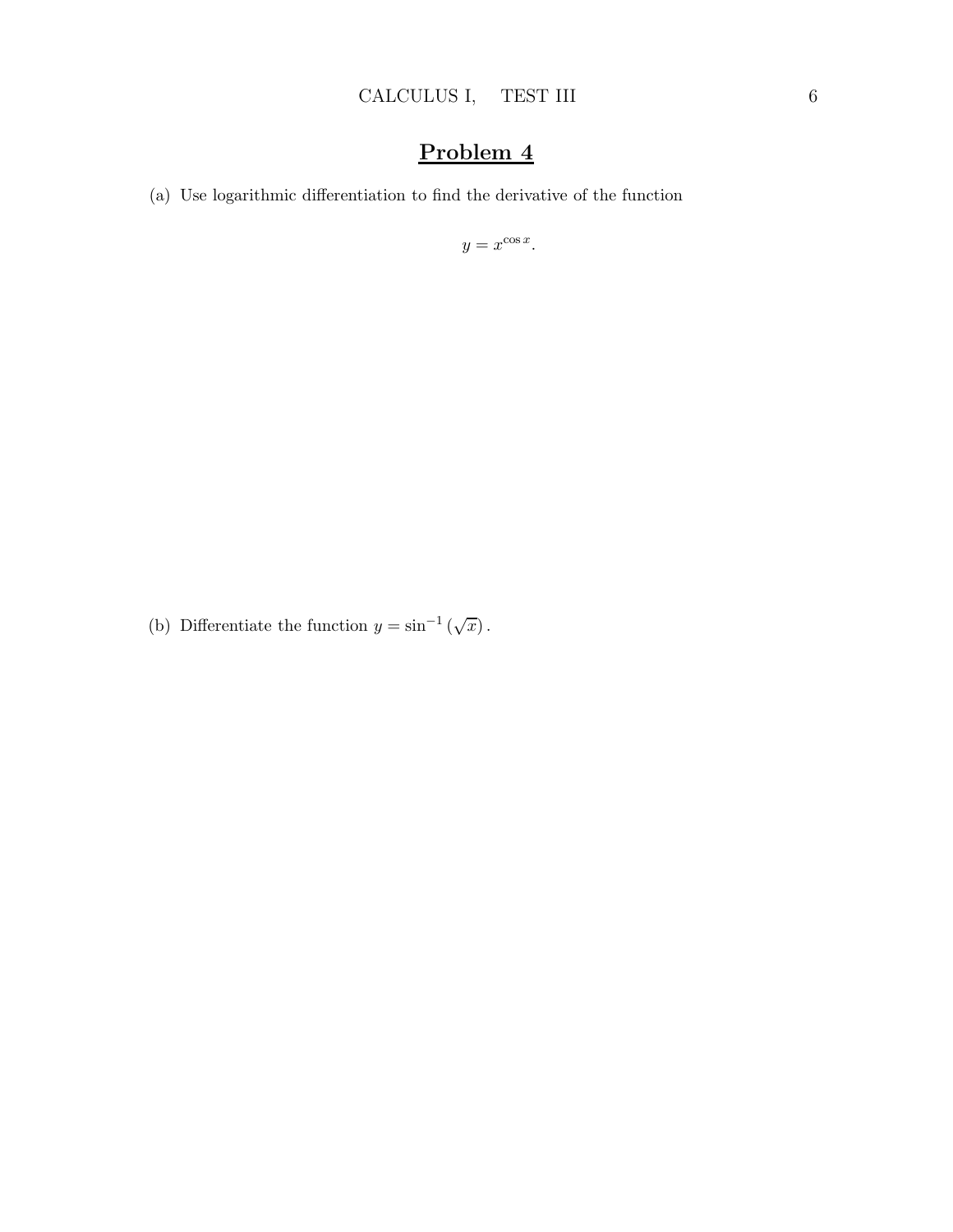# Problem 4

(a) Use logarithmic differentiation to find the derivative of the function

$$y = x^{\cos x}.$$

(b) Differentiate the function $y = \sin^{-1}(\sqrt{x})$.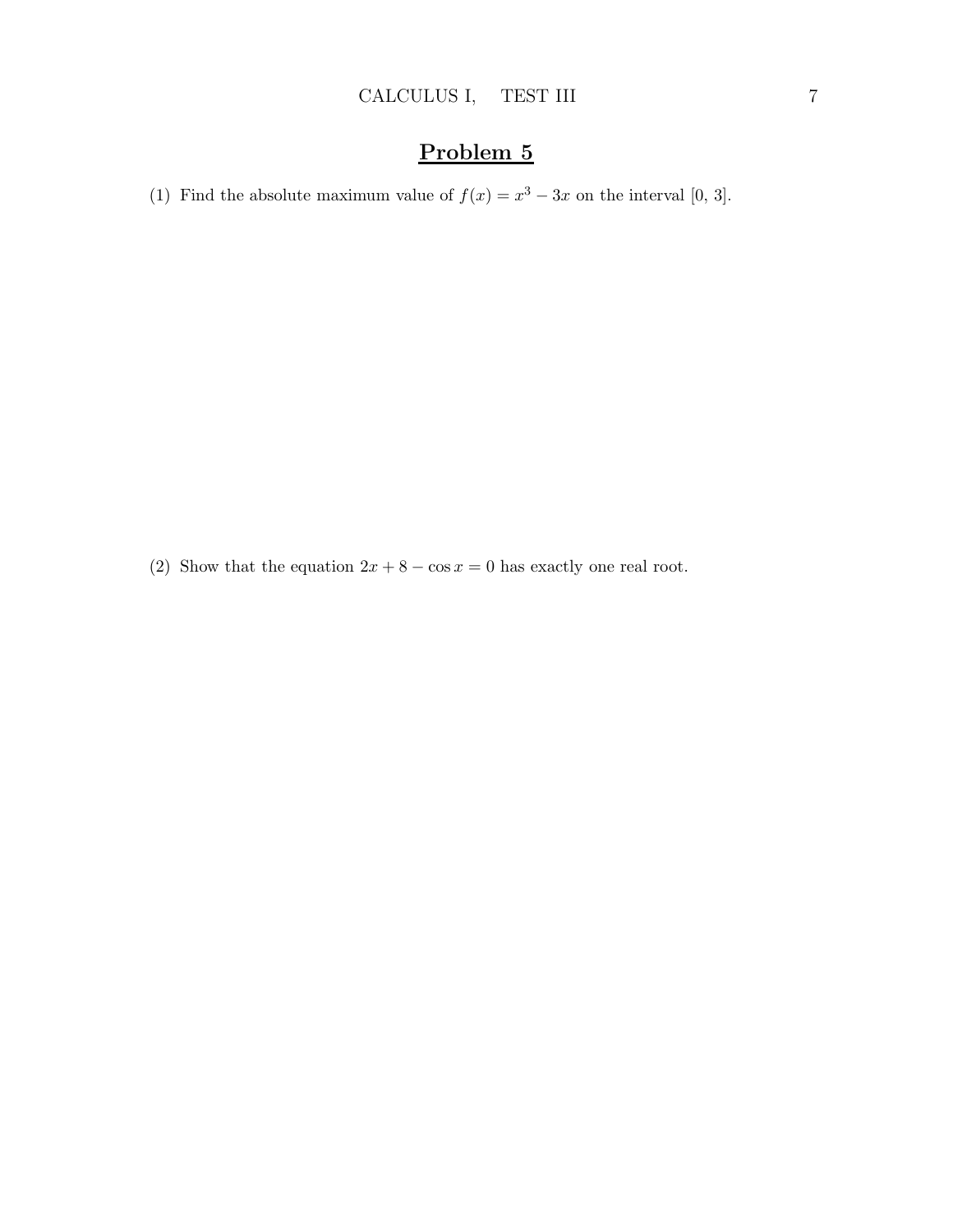# Problem 5

(1) Find the absolute maximum value of $f(x) = x^3 - 3x$ on the interval [0, 3].

(2) Show that the equation $2x + 8 - \cos x = 0$ has exactly one real root.